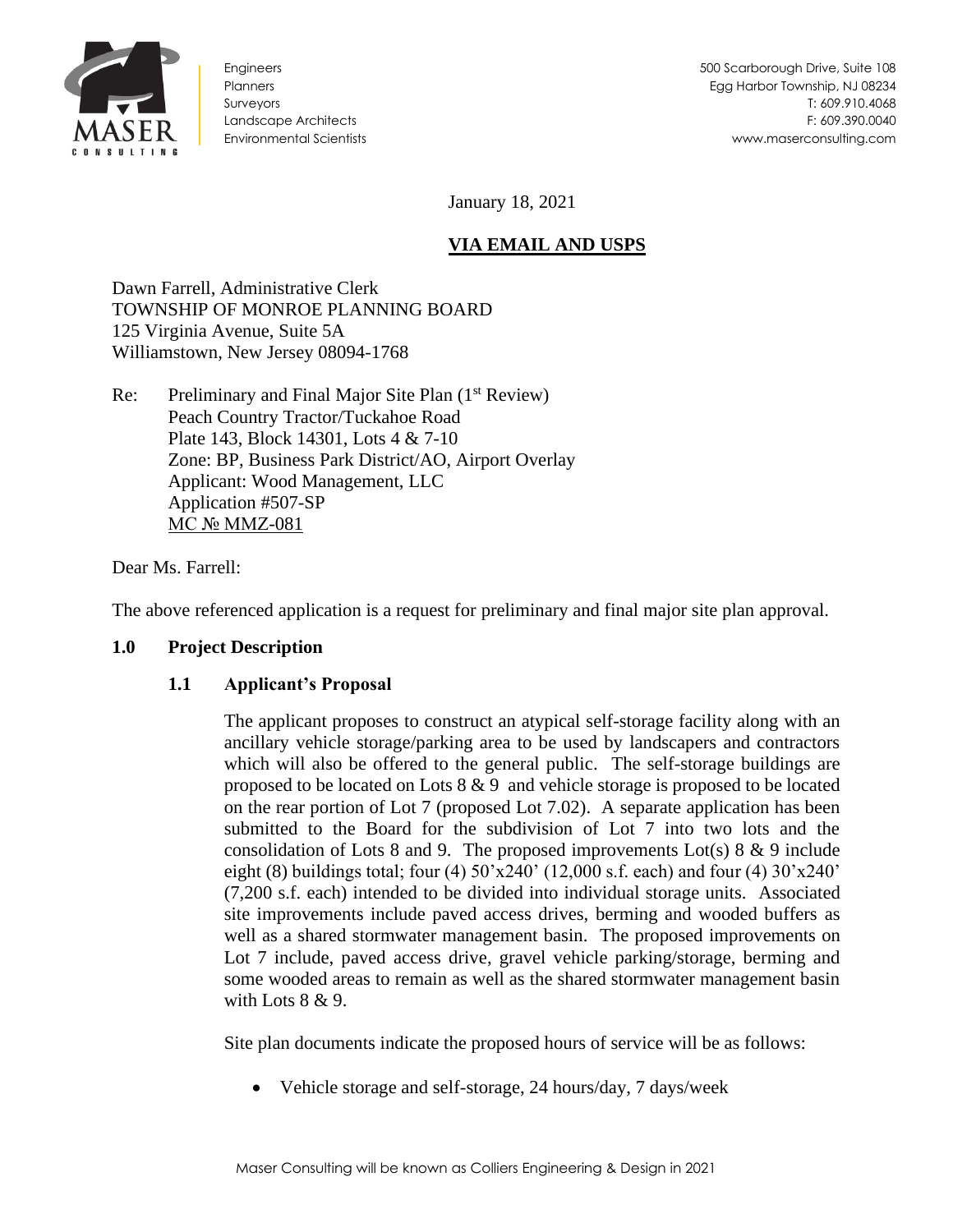Engineers
Planners
Surveyors
Landscape Architects
Environmental Scientists

500 Scarborough Drive, Suite 108
Egg Harbor Township, NJ 08234
T: 609.910.4068
F: 609.390.0040
www.maserconsulting.com

January 18, 2021

**VIA EMAIL AND USPS**

Dawn Farrell, Administrative Clerk
TOWNSHIP OF MONROE PLANNING BOARD
125 Virginia Avenue, Suite 5A
Williamstown, New Jersey 08094-1768

Re: Preliminary and Final Major Site Plan (1st Review)
Peach Country Tractor/Tuckahoe Road
Plate 143, Block 14301, Lots 4 & 7-10
Zone: BP, Business Park District/AO, Airport Overlay
Applicant: Wood Management, LLC
Application #507-SP
MC № MMZ-081

Dear Ms. Farrell:

The above referenced application is a request for preliminary and final major site plan approval.

## 1.0 Project Description

### 1.1 Applicant's Proposal

The applicant proposes to construct an atypical self-storage facility along with an ancillary vehicle storage/parking area to be used by landscapers and contractors which will also be offered to the general public. The self-storage buildings are proposed to be located on Lots 8 & 9 and vehicle storage is proposed to be located on the rear portion of Lot 7 (proposed Lot 7.02). A separate application has been submitted to the Board for the subdivision of Lot 7 into two lots and the consolidation of Lots 8 and 9. The proposed improvements Lot(s) 8 & 9 include eight (8) buildings total; four (4) 50'x240' (12,000 s.f. each) and four (4) 30'x240' (7,200 s.f. each) intended to be divided into individual storage units. Associated site improvements include paved access drives, berming and wooded buffers as well as a shared stormwater management basin. The proposed improvements on Lot 7 include, paved access drive, gravel vehicle parking/storage, berming and some wooded areas to remain as well as the shared stormwater management basin with Lots 8 & 9.

Site plan documents indicate the proposed hours of service will be as follows:

- Vehicle storage and self-storage, 24 hours/day, 7 days/week

Maser Consulting will be known as Colliers Engineering & Design in 2021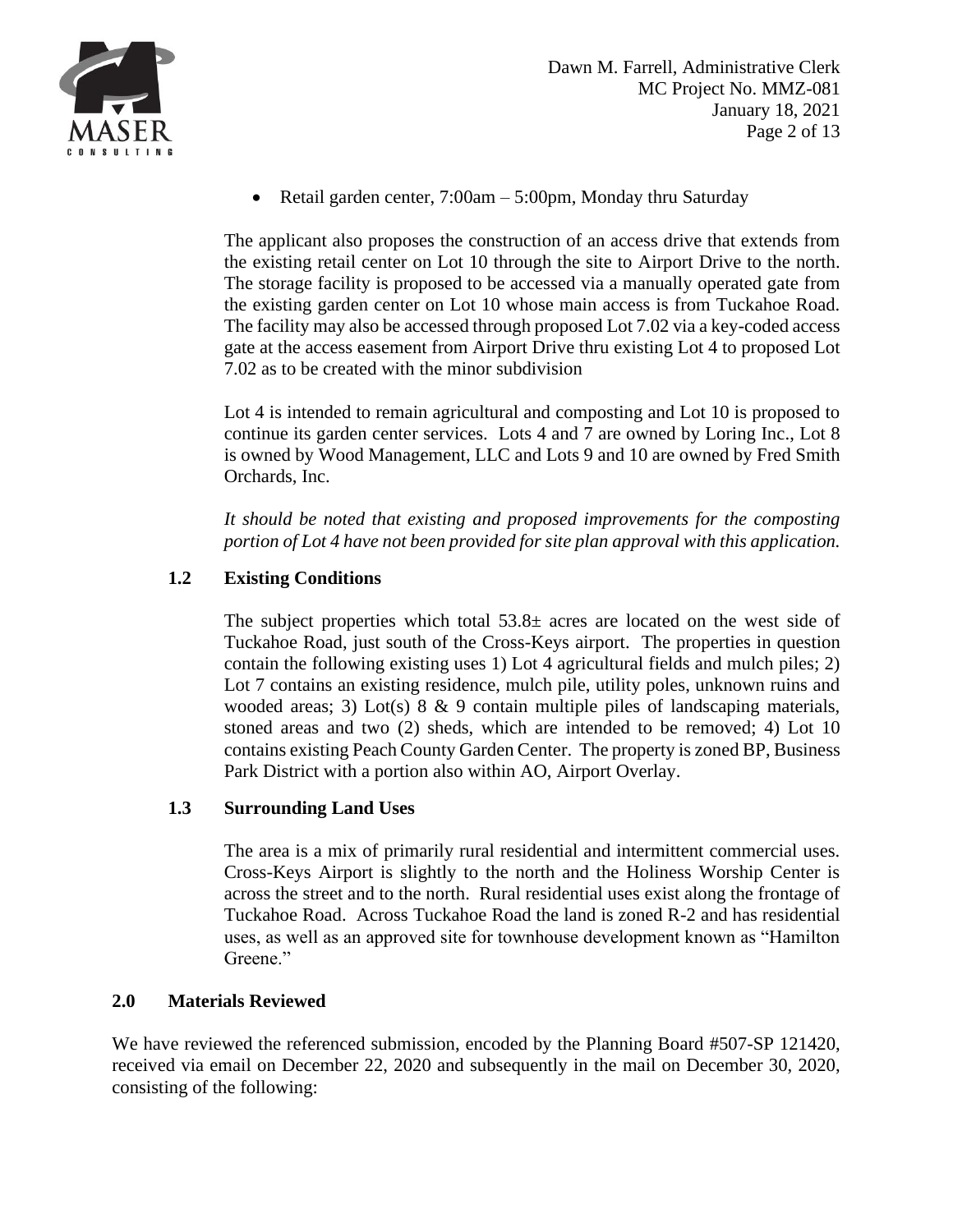- Retail garden center, 7:00am – 5:00pm, Monday thru Saturday

The applicant also proposes the construction of an access drive that extends from the existing retail center on Lot 10 through the site to Airport Drive to the north. The storage facility is proposed to be accessed via a manually operated gate from the existing garden center on Lot 10 whose main access is from Tuckahoe Road. The facility may also be accessed through proposed Lot 7.02 via a key-coded access gate at the access easement from Airport Drive thru existing Lot 4 to proposed Lot 7.02 as to be created with the minor subdivision

Lot 4 is intended to remain agricultural and composting and Lot 10 is proposed to continue its garden center services. Lots 4 and 7 are owned by Loring Inc., Lot 8 is owned by Wood Management, LLC and Lots 9 and 10 are owned by Fred Smith Orchards, Inc.

*It should be noted that existing and proposed improvements for the composting portion of Lot 4 have not been provided for site plan approval with this application.*

### 1.2 Existing Conditions

The subject properties which total 53.8± acres are located on the west side of Tuckahoe Road, just south of the Cross-Keys airport. The properties in question contain the following existing uses 1) Lot 4 agricultural fields and mulch piles; 2) Lot 7 contains an existing residence, mulch pile, utility poles, unknown ruins and wooded areas; 3) Lot(s) 8 & 9 contain multiple piles of landscaping materials, stoned areas and two (2) sheds, which are intended to be removed; 4) Lot 10 contains existing Peach County Garden Center. The property is zoned BP, Business Park District with a portion also within AO, Airport Overlay.

### 1.3 Surrounding Land Uses

The area is a mix of primarily rural residential and intermittent commercial uses. Cross-Keys Airport is slightly to the north and the Holiness Worship Center is across the street and to the north. Rural residential uses exist along the frontage of Tuckahoe Road. Across Tuckahoe Road the land is zoned R-2 and has residential uses, as well as an approved site for townhouse development known as "Hamilton Greene."

## 2.0 Materials Reviewed

We have reviewed the referenced submission, encoded by the Planning Board #507-SP 121420, received via email on December 22, 2020 and subsequently in the mail on December 30, 2020, consisting of the following: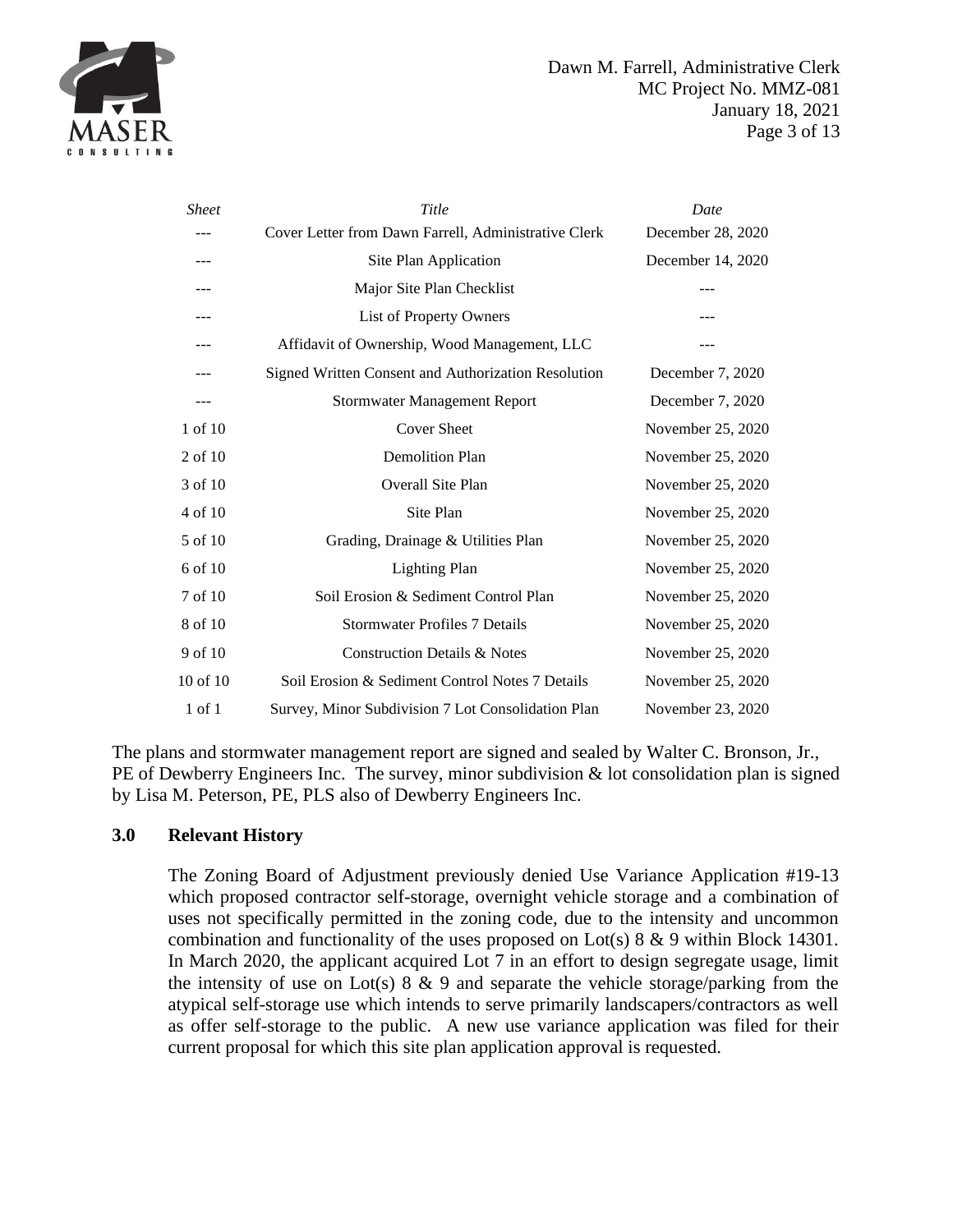| *Sheet* | *Title* | *Date* |
|---|---|---|
| --- | Cover Letter from Dawn Farrell, Administrative Clerk | December 28, 2020 |
| --- | Site Plan Application | December 14, 2020 |
| --- | Major Site Plan Checklist | --- |
| --- | List of Property Owners | --- |
| --- | Affidavit of Ownership, Wood Management, LLC | --- |
| --- | Signed Written Consent and Authorization Resolution | December 7, 2020 |
| --- | Stormwater Management Report | December 7, 2020 |
| 1 of 10 | Cover Sheet | November 25, 2020 |
| 2 of 10 | Demolition Plan | November 25, 2020 |
| 3 of 10 | Overall Site Plan | November 25, 2020 |
| 4 of 10 | Site Plan | November 25, 2020 |
| 5 of 10 | Grading, Drainage & Utilities Plan | November 25, 2020 |
| 6 of 10 | Lighting Plan | November 25, 2020 |
| 7 of 10 | Soil Erosion & Sediment Control Plan | November 25, 2020 |
| 8 of 10 | Stormwater Profiles 7 Details | November 25, 2020 |
| 9 of 10 | Construction Details & Notes | November 25, 2020 |
| 10 of 10 | Soil Erosion & Sediment Control Notes 7 Details | November 25, 2020 |
| 1 of 1 | Survey, Minor Subdivision 7 Lot Consolidation Plan | November 23, 2020 |

The plans and stormwater management report are signed and sealed by Walter C. Bronson, Jr., PE of Dewberry Engineers Inc. The survey, minor subdivision & lot consolidation plan is signed by Lisa M. Peterson, PE, PLS also of Dewberry Engineers Inc.

## 3.0 Relevant History

The Zoning Board of Adjustment previously denied Use Variance Application #19-13 which proposed contractor self-storage, overnight vehicle storage and a combination of uses not specifically permitted in the zoning code, due to the intensity and uncommon combination and functionality of the uses proposed on Lot(s) 8 & 9 within Block 14301. In March 2020, the applicant acquired Lot 7 in an effort to design segregate usage, limit the intensity of use on Lot(s) 8 & 9 and separate the vehicle storage/parking from the atypical self-storage use which intends to serve primarily landscapers/contractors as well as offer self-storage to the public. A new use variance application was filed for their current proposal for which this site plan application approval is requested.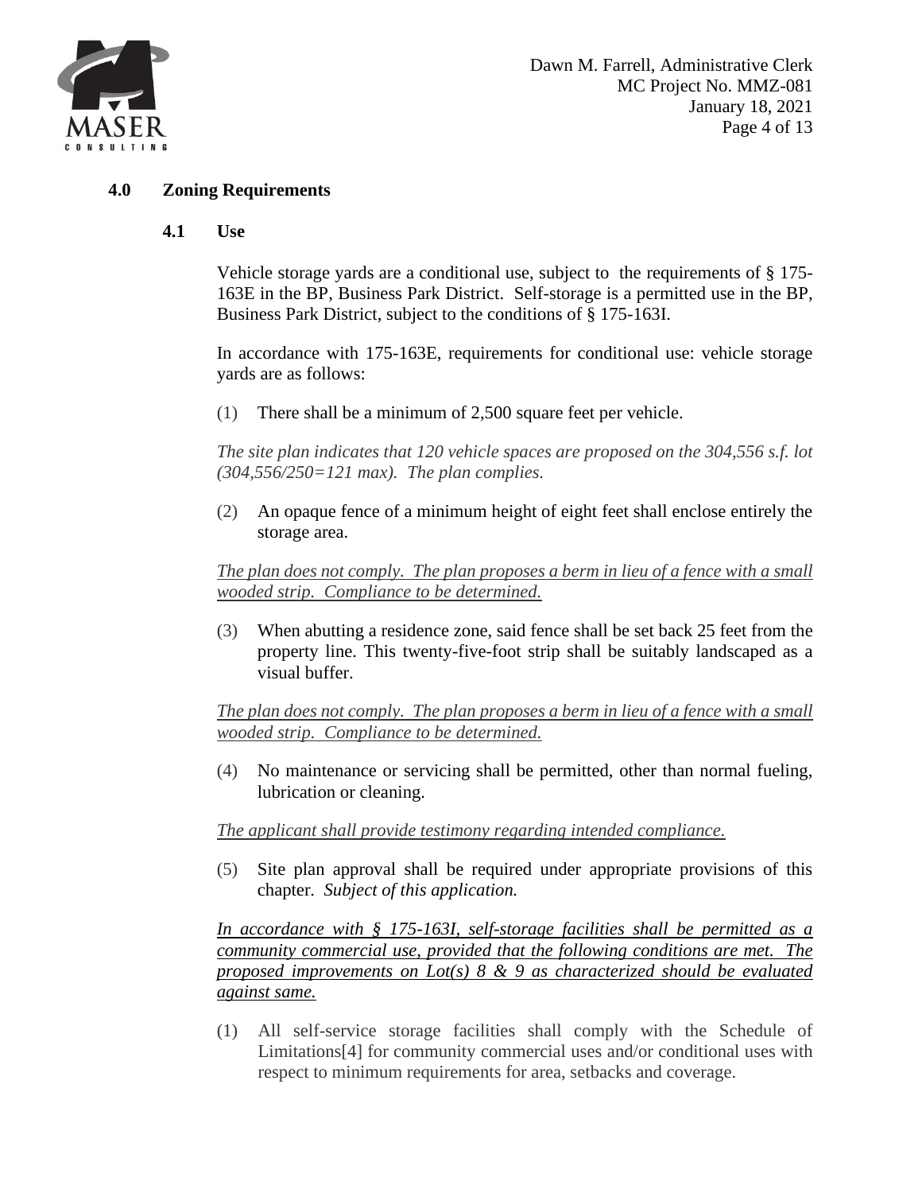## 4.0 Zoning Requirements

### 4.1 Use

Vehicle storage yards are a conditional use, subject to the requirements of § 175-163E in the BP, Business Park District. Self-storage is a permitted use in the BP, Business Park District, subject to the conditions of § 175-163I.

In accordance with 175-163E, requirements for conditional use: vehicle storage yards are as follows:

(1) There shall be a minimum of 2,500 square feet per vehicle.

*The site plan indicates that 120 vehicle spaces are proposed on the 304,556 s.f. lot (304,556/250=121 max). The plan complies.*

(2) An opaque fence of a minimum height of eight feet shall enclose entirely the storage area.

*The plan does not comply. The plan proposes a berm in lieu of a fence with a small wooded strip. Compliance to be determined.*

(3) When abutting a residence zone, said fence shall be set back 25 feet from the property line. This twenty-five-foot strip shall be suitably landscaped as a visual buffer.

*The plan does not comply. The plan proposes a berm in lieu of a fence with a small wooded strip. Compliance to be determined.*

(4) No maintenance or servicing shall be permitted, other than normal fueling, lubrication or cleaning.

*The applicant shall provide testimony regarding intended compliance.*

(5) Site plan approval shall be required under appropriate provisions of this chapter. *Subject of this application.*

*In accordance with § 175-163I, self-storage facilities shall be permitted as a community commercial use, provided that the following conditions are met. The proposed improvements on Lot(s) 8 & 9 as characterized should be evaluated against same.*

(1) All self-service storage facilities shall comply with the Schedule of Limitations[4] for community commercial uses and/or conditional uses with respect to minimum requirements for area, setbacks and coverage.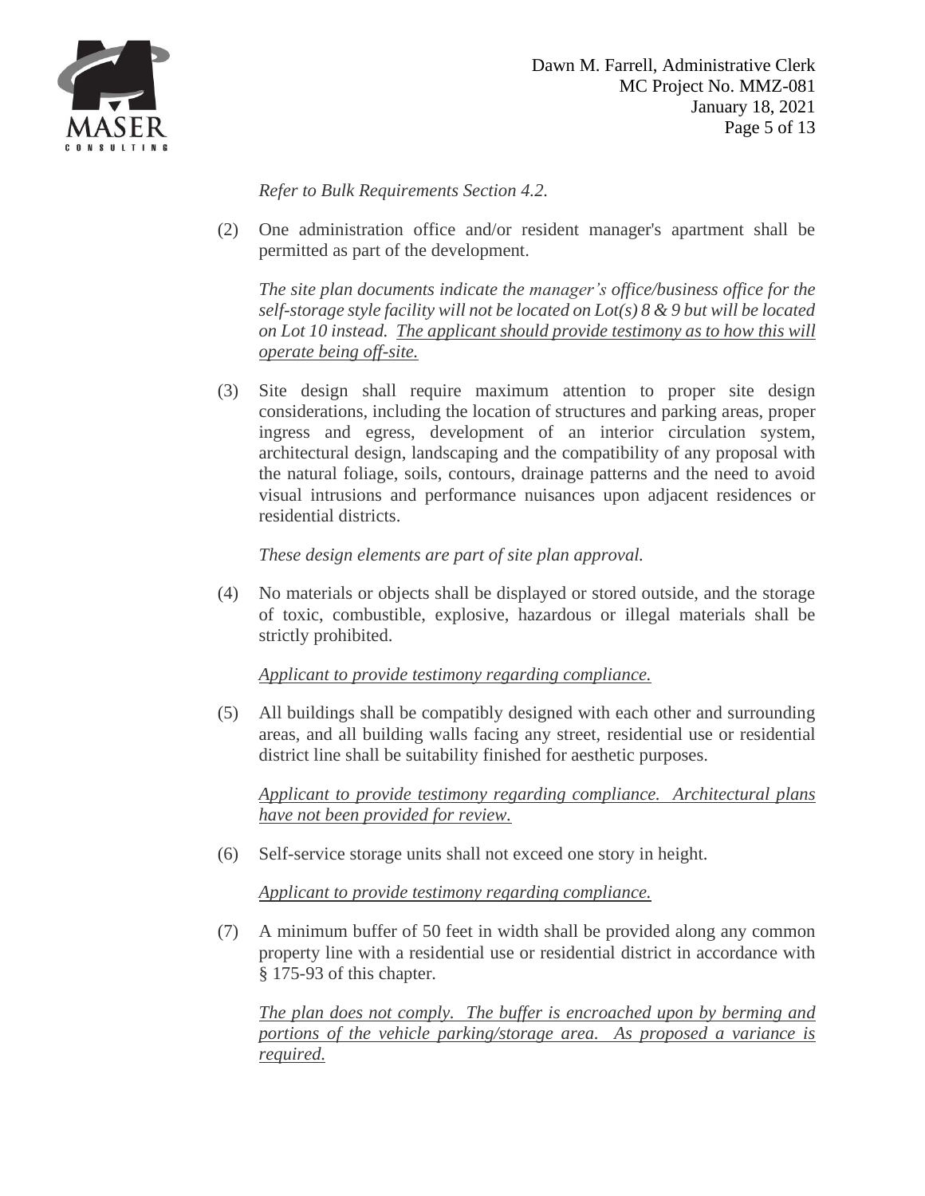*Refer to Bulk Requirements Section 4.2.*

(2) One administration office and/or resident manager's apartment shall be permitted as part of the development.

*The site plan documents indicate the manager's office/business office for the self-storage style facility will not be located on Lot(s) 8 & 9 but will be located on Lot 10 instead. <u>The applicant should provide testimony as to how this will operate being off-site.</u>*

(3) Site design shall require maximum attention to proper site design considerations, including the location of structures and parking areas, proper ingress and egress, development of an interior circulation system, architectural design, landscaping and the compatibility of any proposal with the natural foliage, soils, contours, drainage patterns and the need to avoid visual intrusions and performance nuisances upon adjacent residences or residential districts.

*These design elements are part of site plan approval.*

(4) No materials or objects shall be displayed or stored outside, and the storage of toxic, combustible, explosive, hazardous or illegal materials shall be strictly prohibited.

*<u>Applicant to provide testimony regarding compliance.</u>*

(5) All buildings shall be compatibly designed with each other and surrounding areas, and all building walls facing any street, residential use or residential district line shall be suitability finished for aesthetic purposes.

*<u>Applicant to provide testimony regarding compliance. Architectural plans have not been provided for review.</u>*

(6) Self-service storage units shall not exceed one story in height.

*<u>Applicant to provide testimony regarding compliance.</u>*

(7) A minimum buffer of 50 feet in width shall be provided along any common property line with a residential use or residential district in accordance with § 175-93 of this chapter.

*<u>The plan does not comply. The buffer is encroached upon by berming and portions of the vehicle parking/storage area. As proposed a variance is required.</u>*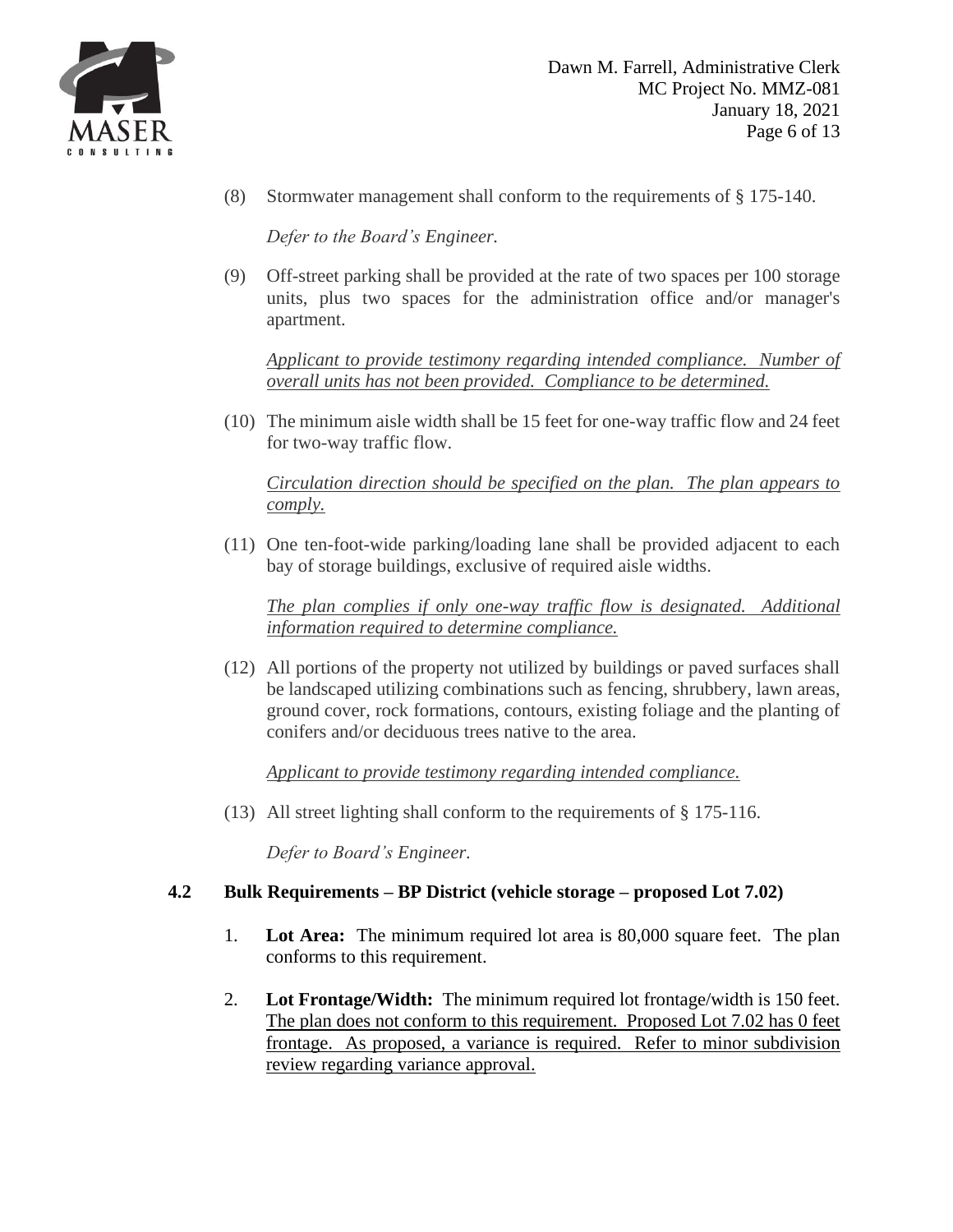(8) Stormwater management shall conform to the requirements of § 175-140.

*Defer to the Board's Engineer.*

(9) Off-street parking shall be provided at the rate of two spaces per 100 storage units, plus two spaces for the administration office and/or manager's apartment.

*Applicant to provide testimony regarding intended compliance. Number of overall units has not been provided. Compliance to be determined.*

(10) The minimum aisle width shall be 15 feet for one-way traffic flow and 24 feet for two-way traffic flow.

*Circulation direction should be specified on the plan. The plan appears to comply.*

(11) One ten-foot-wide parking/loading lane shall be provided adjacent to each bay of storage buildings, exclusive of required aisle widths.

*The plan complies if only one-way traffic flow is designated. Additional information required to determine compliance.*

(12) All portions of the property not utilized by buildings or paved surfaces shall be landscaped utilizing combinations such as fencing, shrubbery, lawn areas, ground cover, rock formations, contours, existing foliage and the planting of conifers and/or deciduous trees native to the area.

*Applicant to provide testimony regarding intended compliance.*

(13) All street lighting shall conform to the requirements of § 175-116.

*Defer to Board's Engineer.*

### 4.2 Bulk Requirements – BP District (vehicle storage – proposed Lot 7.02)

1. **Lot Area:** The minimum required lot area is 80,000 square feet. The plan conforms to this requirement.

2. **Lot Frontage/Width:** The minimum required lot frontage/width is 150 feet. The plan does not conform to this requirement. Proposed Lot 7.02 has 0 feet frontage. As proposed, a variance is required. Refer to minor subdivision review regarding variance approval.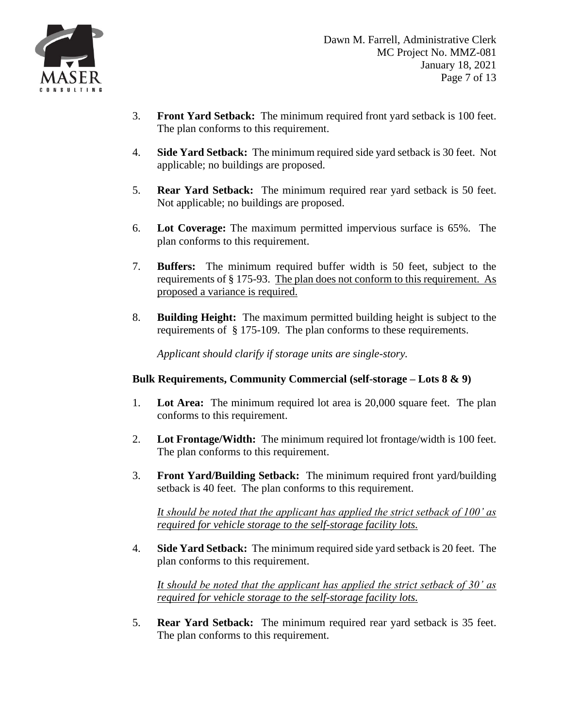3. **Front Yard Setback:** The minimum required front yard setback is 100 feet. The plan conforms to this requirement.

4. **Side Yard Setback:** The minimum required side yard setback is 30 feet. Not applicable; no buildings are proposed.

5. **Rear Yard Setback:** The minimum required rear yard setback is 50 feet. Not applicable; no buildings are proposed.

6. **Lot Coverage:** The maximum permitted impervious surface is 65%. The plan conforms to this requirement.

7. **Buffers:** The minimum required buffer width is 50 feet, subject to the requirements of § 175-93. <u>The plan does not conform to this requirement. As proposed a variance is required.</u>

8. **Building Height:** The maximum permitted building height is subject to the requirements of § 175-109. The plan conforms to these requirements.

   *Applicant should clarify if storage units are single-story.*

**Bulk Requirements, Community Commercial (self-storage – Lots 8 & 9)**

1. **Lot Area:** The minimum required lot area is 20,000 square feet. The plan conforms to this requirement.

2. **Lot Frontage/Width:** The minimum required lot frontage/width is 100 feet. The plan conforms to this requirement.

3. **Front Yard/Building Setback:** The minimum required front yard/building setback is 40 feet. The plan conforms to this requirement.

   <u>*It should be noted that the applicant has applied the strict setback of 100' as required for vehicle storage to the self-storage facility lots.*</u>

4. **Side Yard Setback:** The minimum required side yard setback is 20 feet. The plan conforms to this requirement.

   <u>*It should be noted that the applicant has applied the strict setback of 30' as required for vehicle storage to the self-storage facility lots.*</u>

5. **Rear Yard Setback:** The minimum required rear yard setback is 35 feet. The plan conforms to this requirement.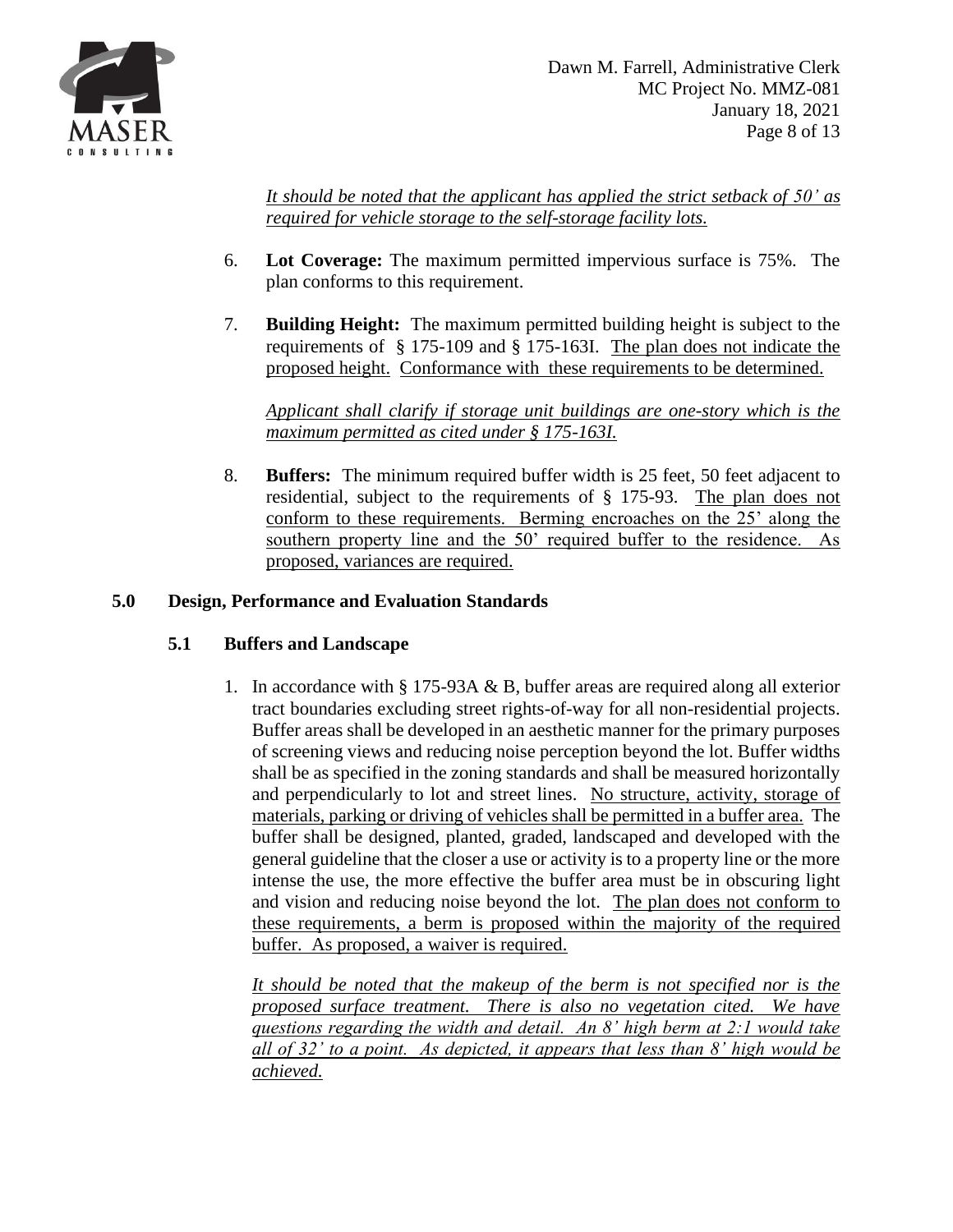*It should be noted that the applicant has applied the strict setback of 50' as required for vehicle storage to the self-storage facility lots.*

6. **Lot Coverage:** The maximum permitted impervious surface is 75%. The plan conforms to this requirement.

7. **Building Height:** The maximum permitted building height is subject to the requirements of § 175-109 and § 175-163I. The plan does not indicate the proposed height. Conformance with these requirements to be determined.

   *Applicant shall clarify if storage unit buildings are one-story which is the maximum permitted as cited under § 175-163I.*

8. **Buffers:** The minimum required buffer width is 25 feet, 50 feet adjacent to residential, subject to the requirements of § 175-93. The plan does not conform to these requirements. Berming encroaches on the 25' along the southern property line and the 50' required buffer to the residence. As proposed, variances are required.

## 5.0 Design, Performance and Evaluation Standards

### 5.1 Buffers and Landscape

1. In accordance with § 175-93A & B, buffer areas are required along all exterior tract boundaries excluding street rights-of-way for all non-residential projects. Buffer areas shall be developed in an aesthetic manner for the primary purposes of screening views and reducing noise perception beyond the lot. Buffer widths shall be as specified in the zoning standards and shall be measured horizontally and perpendicularly to lot and street lines. No structure, activity, storage of materials, parking or driving of vehicles shall be permitted in a buffer area. The buffer shall be designed, planted, graded, landscaped and developed with the general guideline that the closer a use or activity is to a property line or the more intense the use, the more effective the buffer area must be in obscuring light and vision and reducing noise beyond the lot. The plan does not conform to these requirements, a berm is proposed within the majority of the required buffer. As proposed, a waiver is required.

   *It should be noted that the makeup of the berm is not specified nor is the proposed surface treatment. There is also no vegetation cited. We have questions regarding the width and detail. An 8' high berm at 2:1 would take all of 32' to a point. As depicted, it appears that less than 8' high would be achieved.*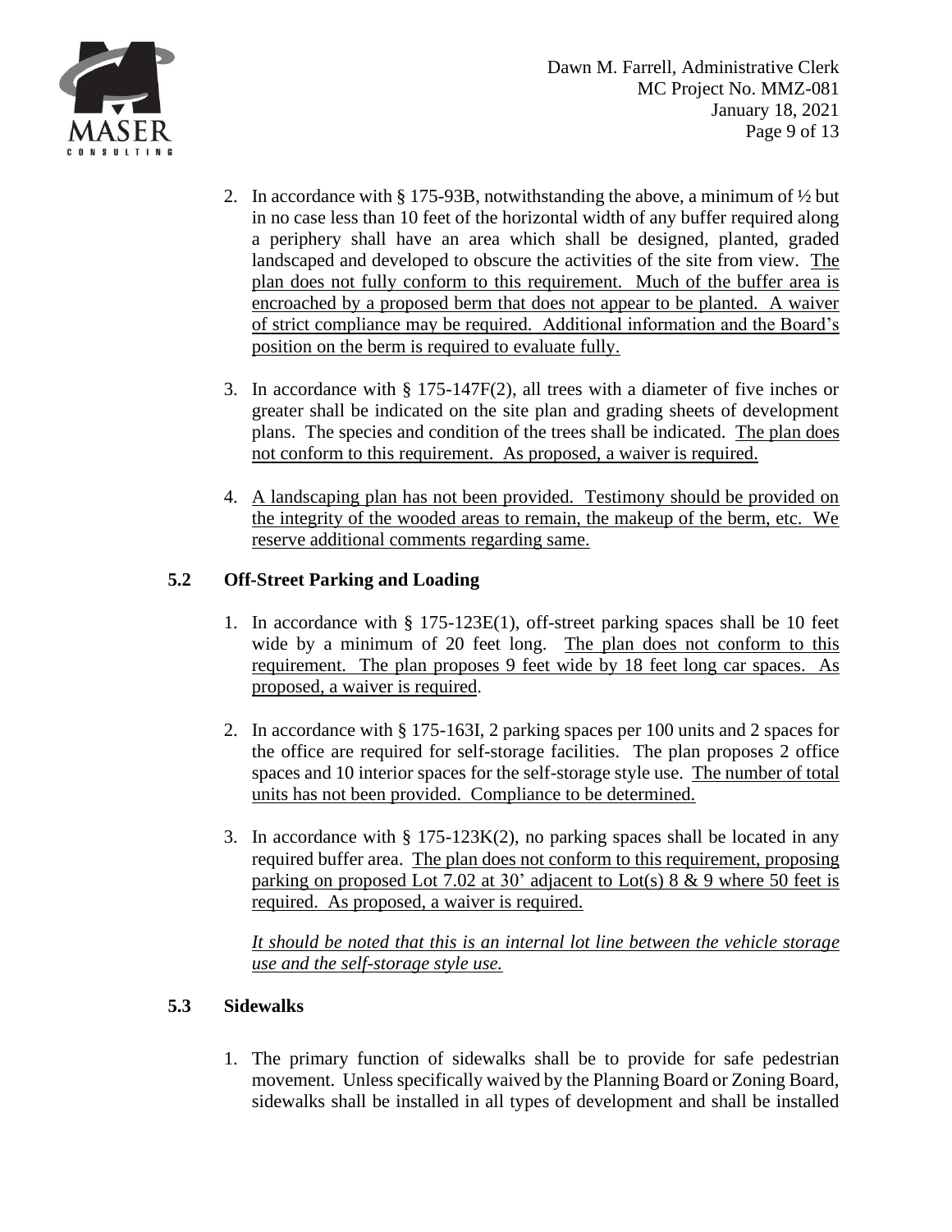2. In accordance with § 175-93B, notwithstanding the above, a minimum of ½ but in no case less than 10 feet of the horizontal width of any buffer required along a periphery shall have an area which shall be designed, planted, graded landscaped and developed to obscure the activities of the site from view. The plan does not fully conform to this requirement. Much of the buffer area is encroached by a proposed berm that does not appear to be planted. A waiver of strict compliance may be required. Additional information and the Board's position on the berm is required to evaluate fully.

3. In accordance with § 175-147F(2), all trees with a diameter of five inches or greater shall be indicated on the site plan and grading sheets of development plans. The species and condition of the trees shall be indicated. The plan does not conform to this requirement. As proposed, a waiver is required.

4. A landscaping plan has not been provided. Testimony should be provided on the integrity of the wooded areas to remain, the makeup of the berm, etc. We reserve additional comments regarding same.

### 5.2 Off-Street Parking and Loading

1. In accordance with § 175-123E(1), off-street parking spaces shall be 10 feet wide by a minimum of 20 feet long. The plan does not conform to this requirement. The plan proposes 9 feet wide by 18 feet long car spaces. As proposed, a waiver is required.

2. In accordance with § 175-163I, 2 parking spaces per 100 units and 2 spaces for the office are required for self-storage facilities. The plan proposes 2 office spaces and 10 interior spaces for the self-storage style use. The number of total units has not been provided. Compliance to be determined.

3. In accordance with § 175-123K(2), no parking spaces shall be located in any required buffer area. The plan does not conform to this requirement, proposing parking on proposed Lot 7.02 at 30' adjacent to Lot(s) 8 & 9 where 50 feet is required. As proposed, a waiver is required.

   *It should be noted that this is an internal lot line between the vehicle storage use and the self-storage style use.*

### 5.3 Sidewalks

1. The primary function of sidewalks shall be to provide for safe pedestrian movement. Unless specifically waived by the Planning Board or Zoning Board, sidewalks shall be installed in all types of development and shall be installed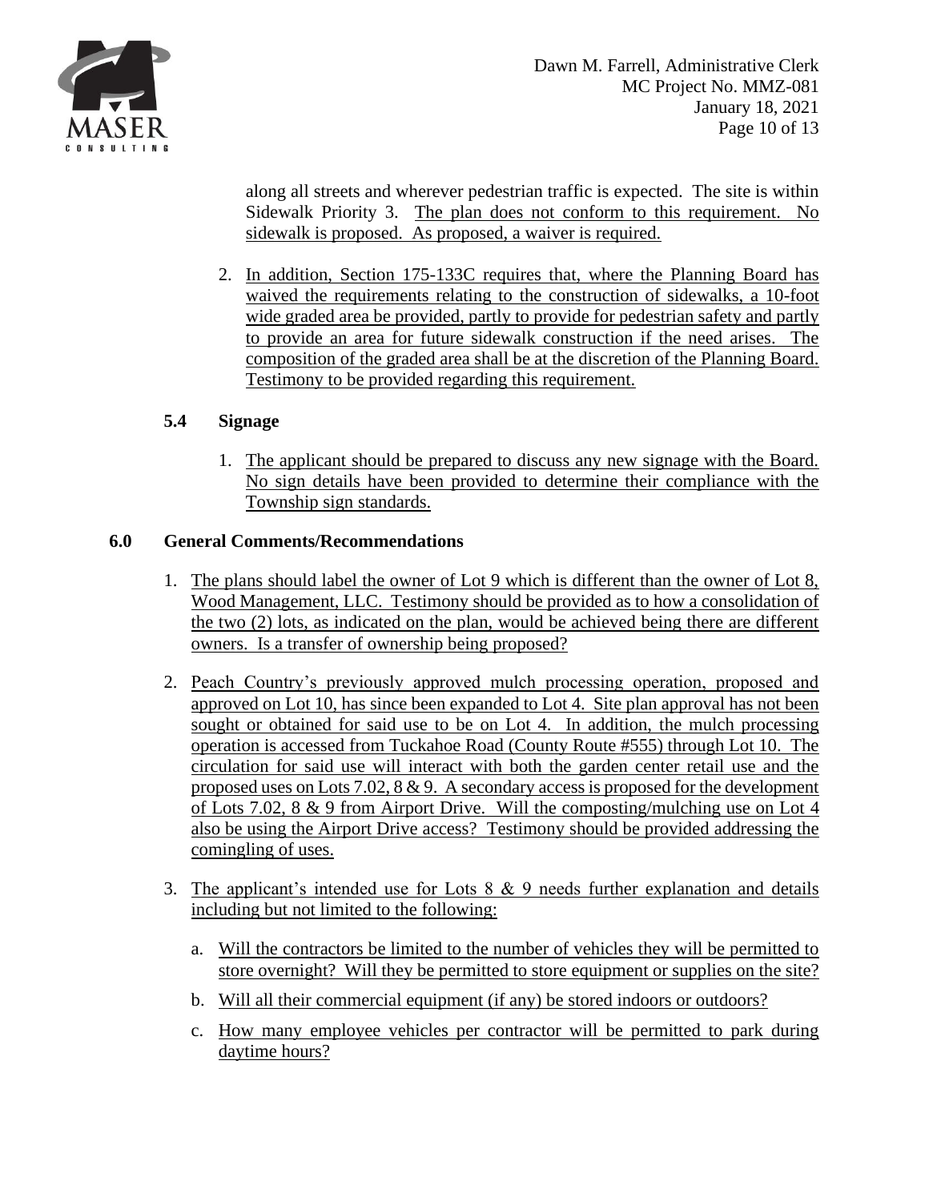along all streets and wherever pedestrian traffic is expected. The site is within Sidewalk Priority 3. The plan does not conform to this requirement. No sidewalk is proposed. As proposed, a waiver is required.

2. In addition, Section 175-133C requires that, where the Planning Board has waived the requirements relating to the construction of sidewalks, a 10-foot wide graded area be provided, partly to provide for pedestrian safety and partly to provide an area for future sidewalk construction if the need arises. The composition of the graded area shall be at the discretion of the Planning Board. Testimony to be provided regarding this requirement.

### 5.4 Signage

1. The applicant should be prepared to discuss any new signage with the Board. No sign details have been provided to determine their compliance with the Township sign standards.

## 6.0 General Comments/Recommendations

1. The plans should label the owner of Lot 9 which is different than the owner of Lot 8, Wood Management, LLC. Testimony should be provided as to how a consolidation of the two (2) lots, as indicated on the plan, would be achieved being there are different owners. Is a transfer of ownership being proposed?

2. Peach Country's previously approved mulch processing operation, proposed and approved on Lot 10, has since been expanded to Lot 4. Site plan approval has not been sought or obtained for said use to be on Lot 4. In addition, the mulch processing operation is accessed from Tuckahoe Road (County Route #555) through Lot 10. The circulation for said use will interact with both the garden center retail use and the proposed uses on Lots 7.02, 8 & 9. A secondary access is proposed for the development of Lots 7.02, 8 & 9 from Airport Drive. Will the composting/mulching use on Lot 4 also be using the Airport Drive access? Testimony should be provided addressing the comingling of uses.

3. The applicant's intended use for Lots 8 & 9 needs further explanation and details including but not limited to the following:

   a. Will the contractors be limited to the number of vehicles they will be permitted to store overnight? Will they be permitted to store equipment or supplies on the site?

   b. Will all their commercial equipment (if any) be stored indoors or outdoors?

   c. How many employee vehicles per contractor will be permitted to park during daytime hours?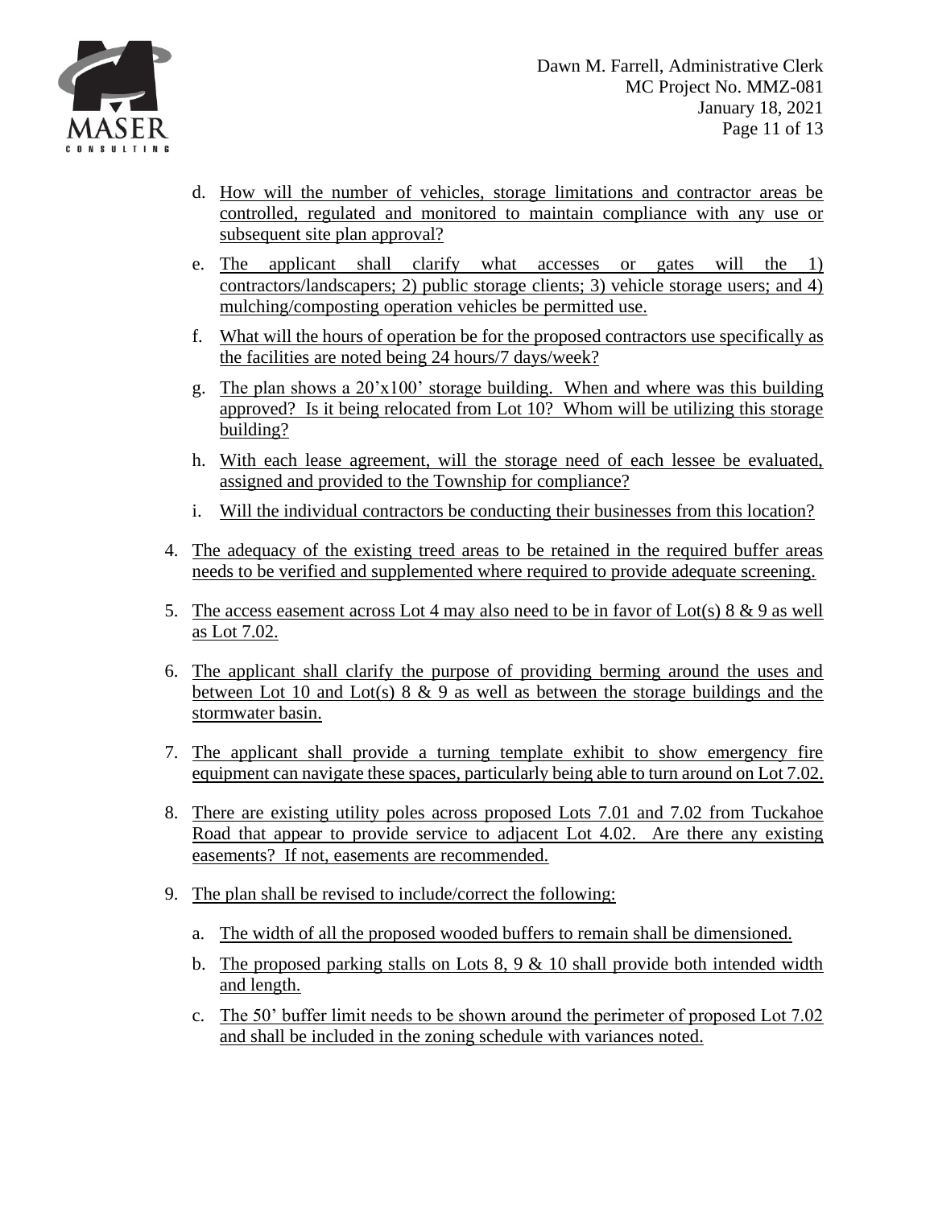d. How will the number of vehicles, storage limitations and contractor areas be controlled, regulated and monitored to maintain compliance with any use or subsequent site plan approval?

e. The applicant shall clarify what accesses or gates will the 1) contractors/landscapers; 2) public storage clients; 3) vehicle storage users; and 4) mulching/composting operation vehicles be permitted use.

f. What will the hours of operation be for the proposed contractors use specifically as the facilities are noted being 24 hours/7 days/week?

g. The plan shows a 20'x100' storage building. When and where was this building approved? Is it being relocated from Lot 10? Whom will be utilizing this storage building?

h. With each lease agreement, will the storage need of each lessee be evaluated, assigned and provided to the Township for compliance?

i. Will the individual contractors be conducting their businesses from this location?

4. The adequacy of the existing treed areas to be retained in the required buffer areas needs to be verified and supplemented where required to provide adequate screening.

5. The access easement across Lot 4 may also need to be in favor of Lot(s) 8 & 9 as well as Lot 7.02.

6. The applicant shall clarify the purpose of providing berming around the uses and between Lot 10 and Lot(s) 8 & 9 as well as between the storage buildings and the stormwater basin.

7. The applicant shall provide a turning template exhibit to show emergency fire equipment can navigate these spaces, particularly being able to turn around on Lot 7.02.

8. There are existing utility poles across proposed Lots 7.01 and 7.02 from Tuckahoe Road that appear to provide service to adjacent Lot 4.02. Are there any existing easements? If not, easements are recommended.

9. The plan shall be revised to include/correct the following:

   a. The width of all the proposed wooded buffers to remain shall be dimensioned.

   b. The proposed parking stalls on Lots 8, 9 & 10 shall provide both intended width and length.

   c. The 50' buffer limit needs to be shown around the perimeter of proposed Lot 7.02 and shall be included in the zoning schedule with variances noted.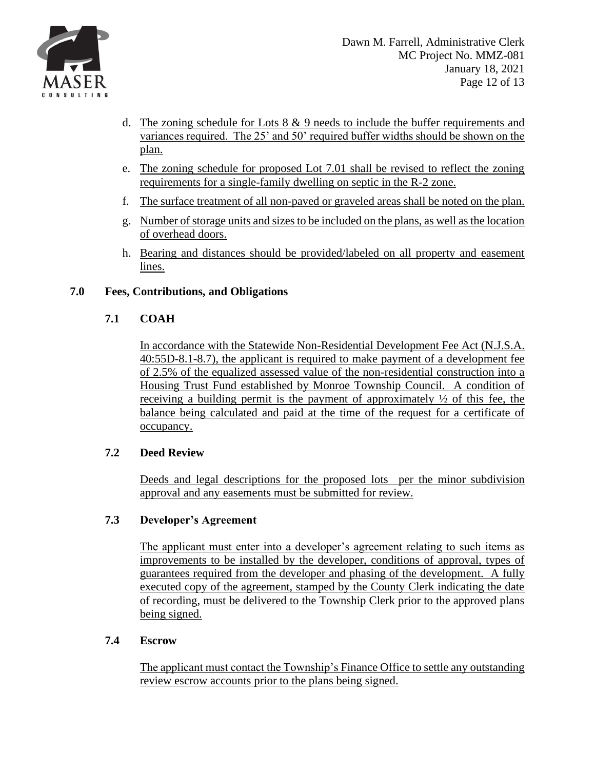d. The zoning schedule for Lots 8 & 9 needs to include the buffer requirements and variances required. The 25' and 50' required buffer widths should be shown on the plan.

e. The zoning schedule for proposed Lot 7.01 shall be revised to reflect the zoning requirements for a single-family dwelling on septic in the R-2 zone.

f. The surface treatment of all non-paved or graveled areas shall be noted on the plan.

g. Number of storage units and sizes to be included on the plans, as well as the location of overhead doors.

h. Bearing and distances should be provided/labeled on all property and easement lines.

## 7.0 Fees, Contributions, and Obligations

### 7.1 COAH

In accordance with the Statewide Non-Residential Development Fee Act (N.J.S.A. 40:55D-8.1-8.7), the applicant is required to make payment of a development fee of 2.5% of the equalized assessed value of the non-residential construction into a Housing Trust Fund established by Monroe Township Council. A condition of receiving a building permit is the payment of approximately ½ of this fee, the balance being calculated and paid at the time of the request for a certificate of occupancy.

### 7.2 Deed Review

Deeds and legal descriptions for the proposed lots per the minor subdivision approval and any easements must be submitted for review.

### 7.3 Developer's Agreement

The applicant must enter into a developer's agreement relating to such items as improvements to be installed by the developer, conditions of approval, types of guarantees required from the developer and phasing of the development. A fully executed copy of the agreement, stamped by the County Clerk indicating the date of recording, must be delivered to the Township Clerk prior to the approved plans being signed.

### 7.4 Escrow

The applicant must contact the Township's Finance Office to settle any outstanding review escrow accounts prior to the plans being signed.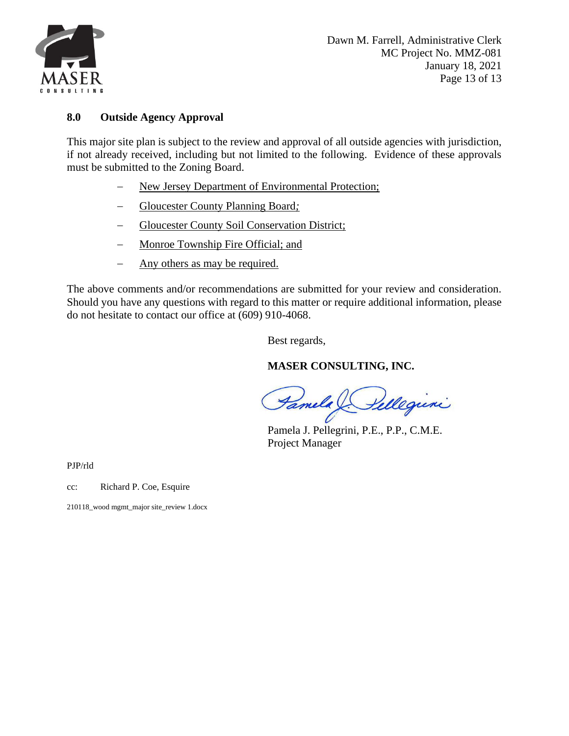## 8.0 Outside Agency Approval

This major site plan is subject to the review and approval of all outside agencies with jurisdiction, if not already received, including but not limited to the following. Evidence of these approvals must be submitted to the Zoning Board.

- New Jersey Department of Environmental Protection;
- Gloucester County Planning Board;
- Gloucester County Soil Conservation District;
- Monroe Township Fire Official; and
- Any others as may be required.

The above comments and/or recommendations are submitted for your review and consideration. Should you have any questions with regard to this matter or require additional information, please do not hesitate to contact our office at (609) 910-4068.

Best regards,

**MASER CONSULTING, INC.**

Pamela J. Pellegrini, P.E., P.P., C.M.E.
Project Manager

PJP/rld

cc: Richard P. Coe, Esquire

210118_wood mgmt_major site_review 1.docx